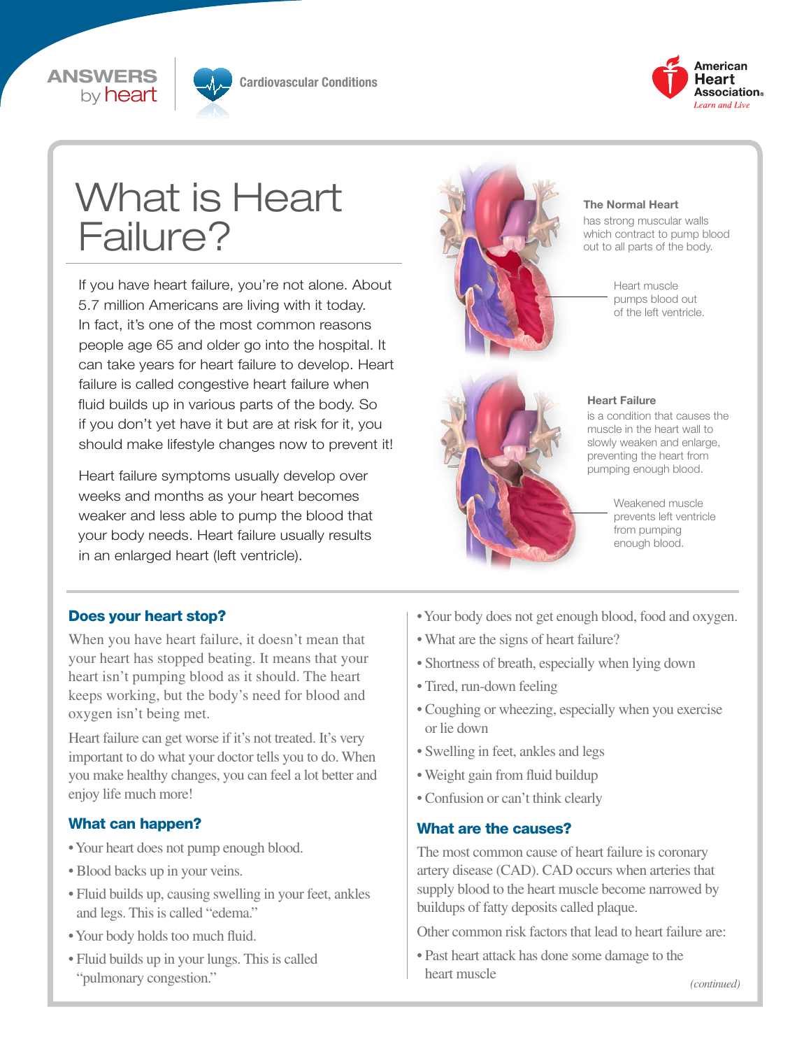ANSWERS by heart

Cardiovascular Conditions

American Heart Association. *Learn and Live*

# What is Heart Failure?

If you have heart failure, you're not alone. About 5.7 million Americans are living with it today. In fact, it's one of the most common reasons people age 65 and older go into the hospital. It can take years for heart failure to develop. Heart failure is called congestive heart failure when fluid builds up in various parts of the body. So if you don't yet have it but are at risk for it, you should make lifestyle changes now to prevent it!

Heart failure symptoms usually develop over weeks and months as your heart becomes weaker and less able to pump the blood that your body needs. Heart failure usually results in an enlarged heart (left ventricle).

**The Normal Heart**
has strong muscular walls which contract to pump blood out to all parts of the body.

Heart muscle pumps blood out of the left ventricle.

**Heart Failure**
is a condition that causes the muscle in the heart wall to slowly weaken and enlarge, preventing the heart from pumping enough blood.

Weakened muscle prevents left ventricle from pumping enough blood.

## Does your heart stop?

When you have heart failure, it doesn't mean that your heart has stopped beating. It means that your heart isn't pumping blood as it should. The heart keeps working, but the body's need for blood and oxygen isn't being met.

Heart failure can get worse if it's not treated. It's very important to do what your doctor tells you to do. When you make healthy changes, you can feel a lot better and enjoy life much more!

## What can happen?

- Your heart does not pump enough blood.
- Blood backs up in your veins.
- Fluid builds up, causing swelling in your feet, ankles and legs. This is called "edema."
- Your body holds too much fluid.
- Fluid builds up in your lungs. This is called "pulmonary congestion."
- Your body does not get enough blood, food and oxygen.
- What are the signs of heart failure?
- Shortness of breath, especially when lying down
- Tired, run-down feeling
- Coughing or wheezing, especially when you exercise or lie down
- Swelling in feet, ankles and legs
- Weight gain from fluid buildup
- Confusion or can't think clearly

## What are the causes?

The most common cause of heart failure is coronary artery disease (CAD). CAD occurs when arteries that supply blood to the heart muscle become narrowed by buildups of fatty deposits called plaque.

Other common risk factors that lead to heart failure are:

- Past heart attack has done some damage to the heart muscle

*(continued)*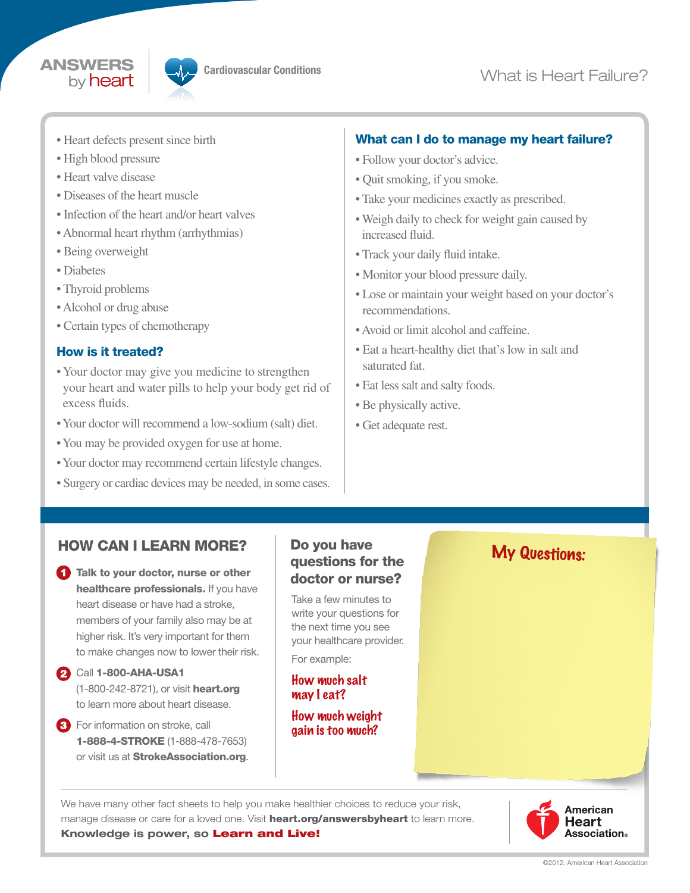- Heart defects present since birth
- High blood pressure
- Heart valve disease
- Diseases of the heart muscle
- Infection of the heart and/or heart valves
- Abnormal heart rhythm (arrhythmias)
- Being overweight
- Diabetes
- Thyroid problems
- Alcohol or drug abuse
- Certain types of chemotherapy

## How is it treated?

- Your doctor may give you medicine to strengthen your heart and water pills to help your body get rid of excess fluids.
- Your doctor will recommend a low-sodium (salt) diet.
- You may be provided oxygen for use at home.
- Your doctor may recommend certain lifestyle changes.
- Surgery or cardiac devices may be needed, in some cases.

## What can I do to manage my heart failure?

- Follow your doctor's advice.
- Quit smoking, if you smoke.
- Take your medicines exactly as prescribed.
- Weigh daily to check for weight gain caused by increased fluid.
- Track your daily fluid intake.
- Monitor your blood pressure daily.
- Lose or maintain your weight based on your doctor's recommendations.
- Avoid or limit alcohol and caffeine.
- Eat a heart-healthy diet that's low in salt and saturated fat.
- Eat less salt and salty foods.
- Be physically active.
- Get adequate rest.

## HOW CAN I LEARN MORE?

1. **Talk to your doctor, nurse or other healthcare professionals.** If you have heart disease or have had a stroke, members of your family also may be at higher risk. It's very important for them to make changes now to lower their risk.
2. Call **1-800-AHA-USA1** (1-800-242-8721), or visit **heart.org** to learn more about heart disease.
3. For information on stroke, call **1-888-4-STROKE** (1-888-478-7653) or visit us at **StrokeAssociation.org**.

## Do you have questions for the doctor or nurse?

Take a few minutes to write your questions for the next time you see your healthcare provider.

For example:

How much salt may I eat?

How much weight gain is too much?

**My Questions:**

We have many other fact sheets to help you make healthier choices to reduce your risk, manage disease or care for a loved one. Visit **heart.org/answersbyheart** to learn more.

**Knowledge is power, so Learn and Live!**

American Heart Association®

©2012, American Heart Association